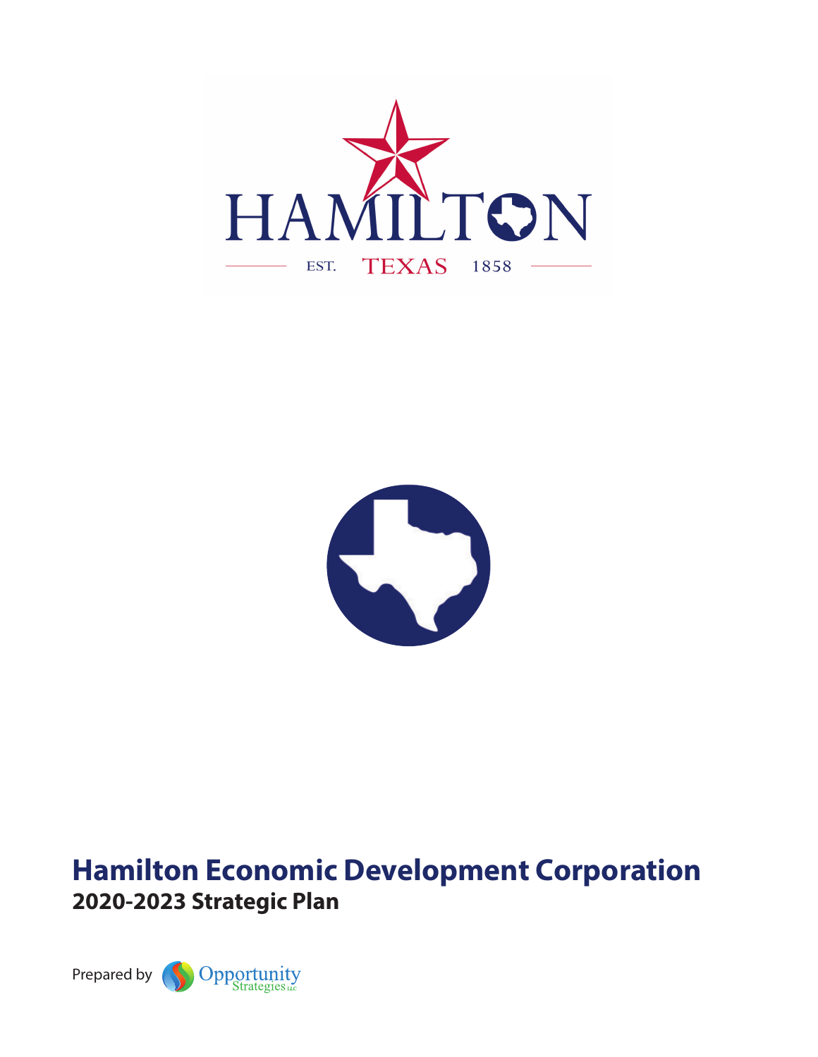HAMILTON

EST. TEXAS 1858

# Hamilton Economic Development Corporation

## 2020-2023 Strategic Plan

Prepared by Opportunity Strategies LLC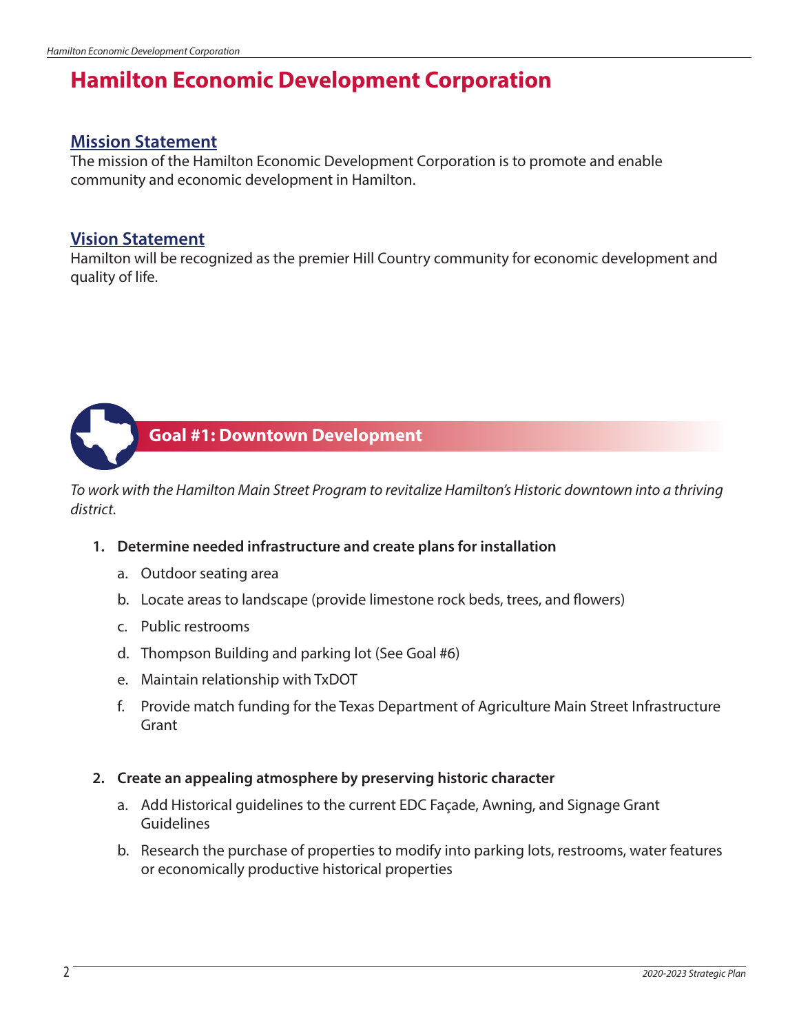# Hamilton Economic Development Corporation

## Mission Statement

The mission of the Hamilton Economic Development Corporation is to promote and enable community and economic development in Hamilton.

## Vision Statement

Hamilton will be recognized as the premier Hill Country community for economic development and quality of life.

## Goal #1: Downtown Development

*To work with the Hamilton Main Street Program to revitalize Hamilton's Historic downtown into a thriving district.*

1. **Determine needed infrastructure and create plans for installation**
   a. Outdoor seating area
   b. Locate areas to landscape (provide limestone rock beds, trees, and flowers)
   c. Public restrooms
   d. Thompson Building and parking lot (See Goal #6)
   e. Maintain relationship with TxDOT
   f. Provide match funding for the Texas Department of Agriculture Main Street Infrastructure Grant

2. **Create an appealing atmosphere by preserving historic character**
   a. Add Historical guidelines to the current EDC Façade, Awning, and Signage Grant Guidelines
   b. Research the purchase of properties to modify into parking lots, restrooms, water features or economically productive historical properties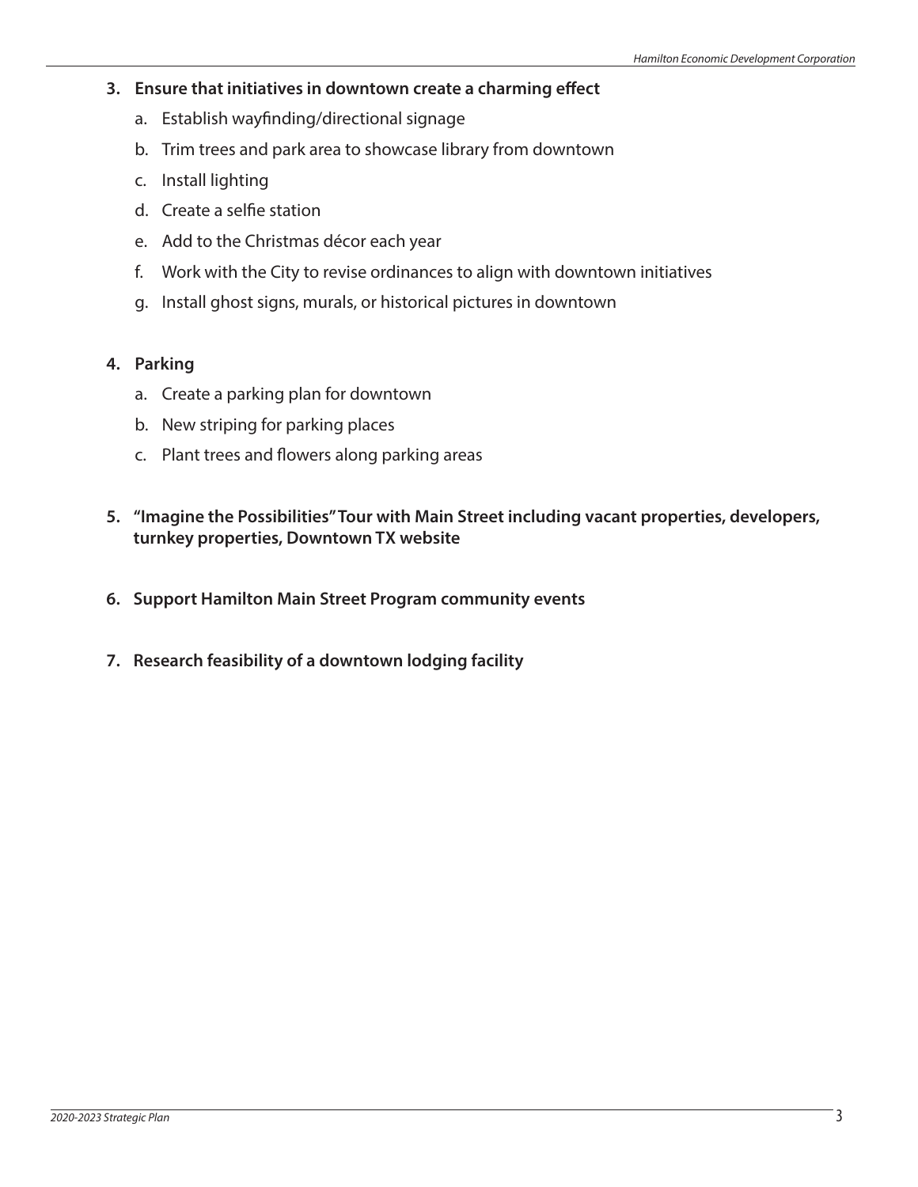3. **Ensure that initiatives in downtown create a charming effect**
    a. Establish wayfinding/directional signage
    b. Trim trees and park area to showcase library from downtown
    c. Install lighting
    d. Create a selfie station
    e. Add to the Christmas décor each year
    f. Work with the City to revise ordinances to align with downtown initiatives
    g. Install ghost signs, murals, or historical pictures in downtown

4. **Parking**
    a. Create a parking plan for downtown
    b. New striping for parking places
    c. Plant trees and flowers along parking areas

5. **"Imagine the Possibilities" Tour with Main Street including vacant properties, developers, turnkey properties, Downtown TX website**

6. **Support Hamilton Main Street Program community events**

7. **Research feasibility of a downtown lodging facility**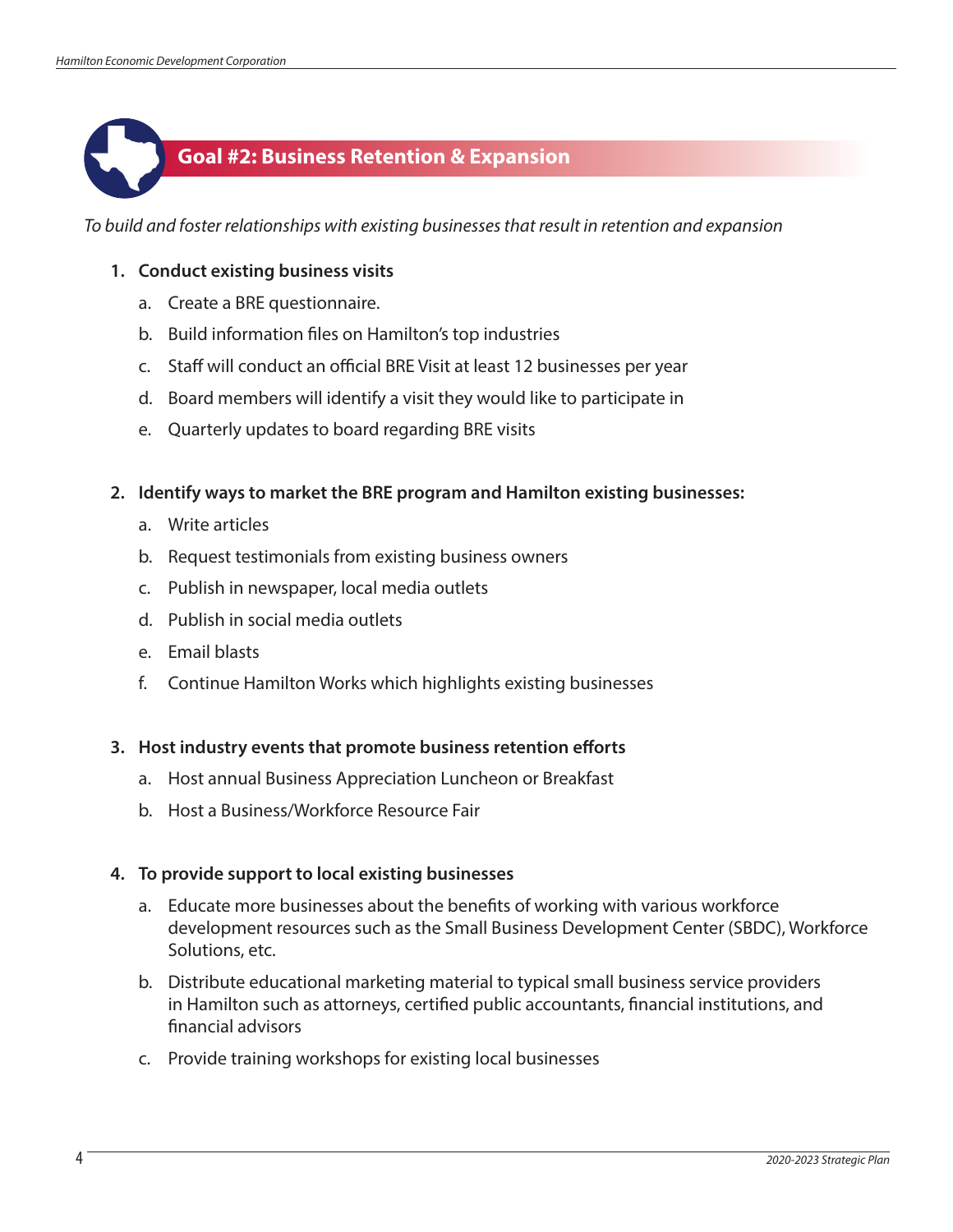## Goal #2: Business Retention & Expansion

*To build and foster relationships with existing businesses that result in retention and expansion*

1. **Conduct existing business visits**
   a. Create a BRE questionnaire.
   b. Build information files on Hamilton's top industries
   c. Staff will conduct an official BRE Visit at least 12 businesses per year
   d. Board members will identify a visit they would like to participate in
   e. Quarterly updates to board regarding BRE visits

2. **Identify ways to market the BRE program and Hamilton existing businesses:**
   a. Write articles
   b. Request testimonials from existing business owners
   c. Publish in newspaper, local media outlets
   d. Publish in social media outlets
   e. Email blasts
   f. Continue Hamilton Works which highlights existing businesses

3. **Host industry events that promote business retention efforts**
   a. Host annual Business Appreciation Luncheon or Breakfast
   b. Host a Business/Workforce Resource Fair

4. **To provide support to local existing businesses**
   a. Educate more businesses about the benefits of working with various workforce development resources such as the Small Business Development Center (SBDC), Workforce Solutions, etc.
   b. Distribute educational marketing material to typical small business service providers in Hamilton such as attorneys, certified public accountants, financial institutions, and financial advisors
   c. Provide training workshops for existing local businesses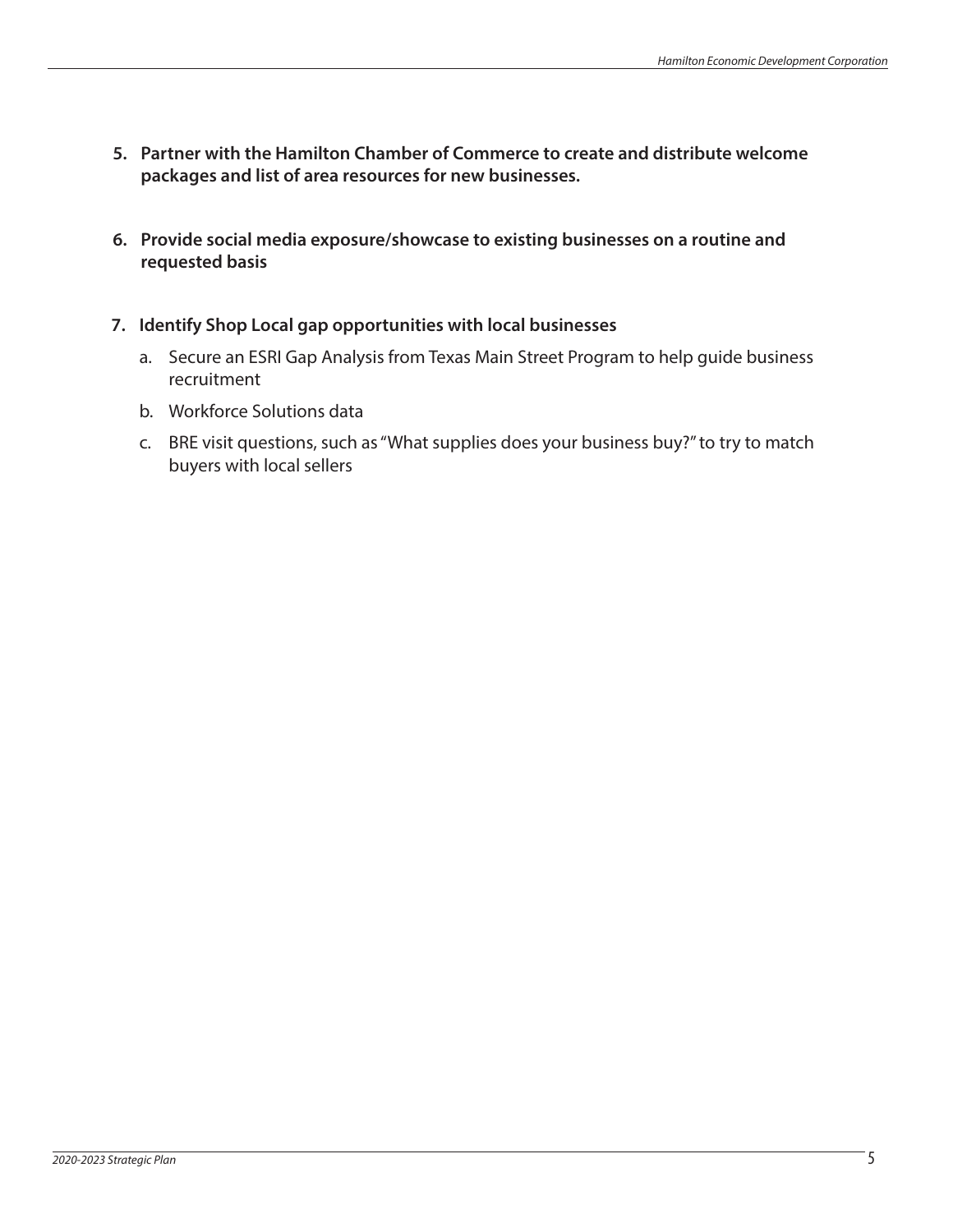5. **Partner with the Hamilton Chamber of Commerce to create and distribute welcome packages and list of area resources for new businesses.**

6. **Provide social media exposure/showcase to existing businesses on a routine and requested basis**

7. **Identify Shop Local gap opportunities with local businesses**

   a. Secure an ESRI Gap Analysis from Texas Main Street Program to help guide business recruitment

   b. Workforce Solutions data

   c. BRE visit questions, such as "What supplies does your business buy?" to try to match buyers with local sellers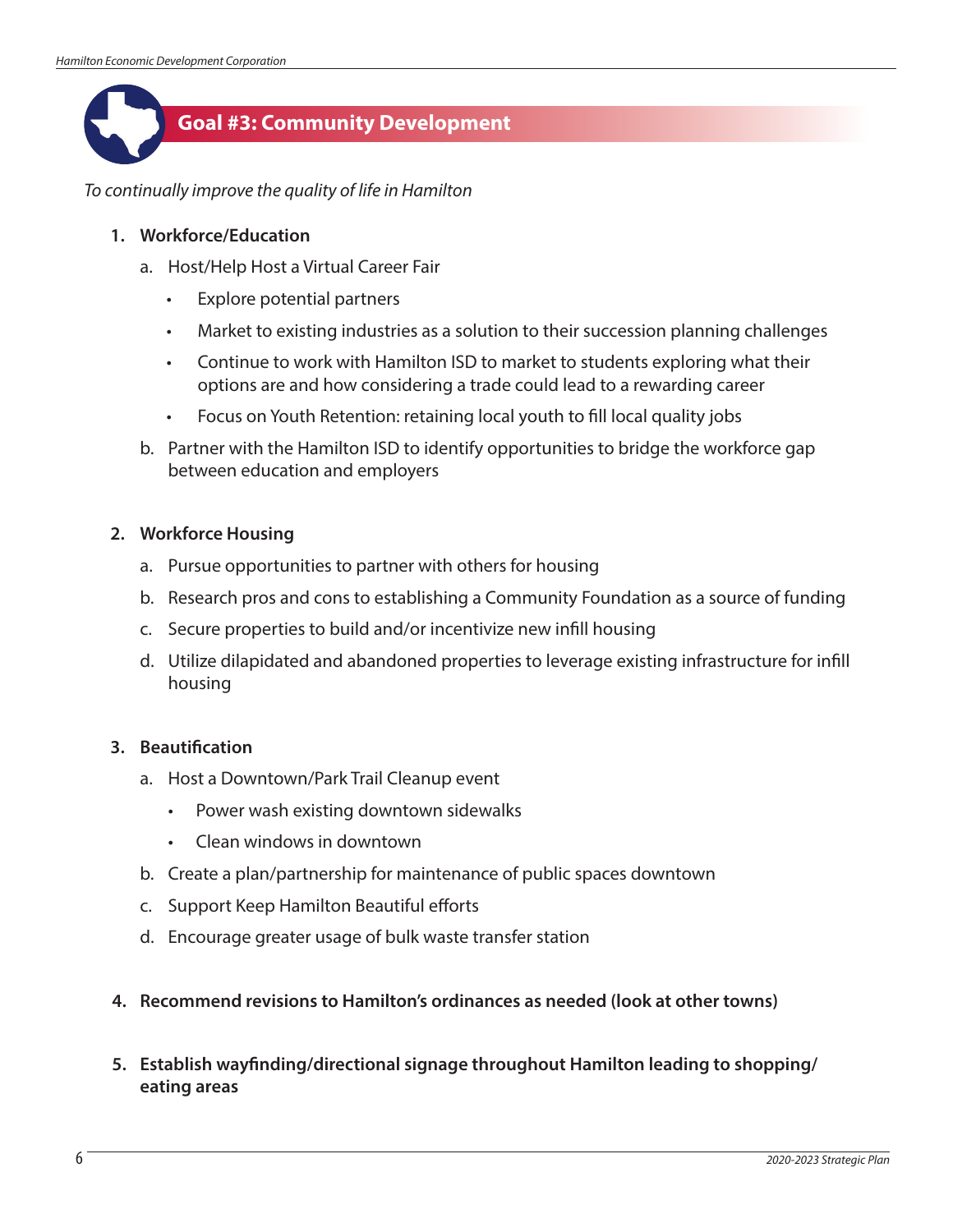## Goal #3: Community Development

*To continually improve the quality of life in Hamilton*

1. **Workforce/Education**
   a. Host/Help Host a Virtual Career Fair
      - Explore potential partners
      - Market to existing industries as a solution to their succession planning challenges
      - Continue to work with Hamilton ISD to market to students exploring what their options are and how considering a trade could lead to a rewarding career
      - Focus on Youth Retention: retaining local youth to fill local quality jobs

   b. Partner with the Hamilton ISD to identify opportunities to bridge the workforce gap between education and employers

2. **Workforce Housing**
   a. Pursue opportunities to partner with others for housing
   b. Research pros and cons to establishing a Community Foundation as a source of funding
   c. Secure properties to build and/or incentivize new infill housing
   d. Utilize dilapidated and abandoned properties to leverage existing infrastructure for infill housing

3. **Beautification**
   a. Host a Downtown/Park Trail Cleanup event
      - Power wash existing downtown sidewalks
      - Clean windows in downtown

   b. Create a plan/partnership for maintenance of public spaces downtown
   c. Support Keep Hamilton Beautiful efforts
   d. Encourage greater usage of bulk waste transfer station

4. **Recommend revisions to Hamilton's ordinances as needed (look at other towns)**

5. **Establish wayfinding/directional signage throughout Hamilton leading to shopping/eating areas**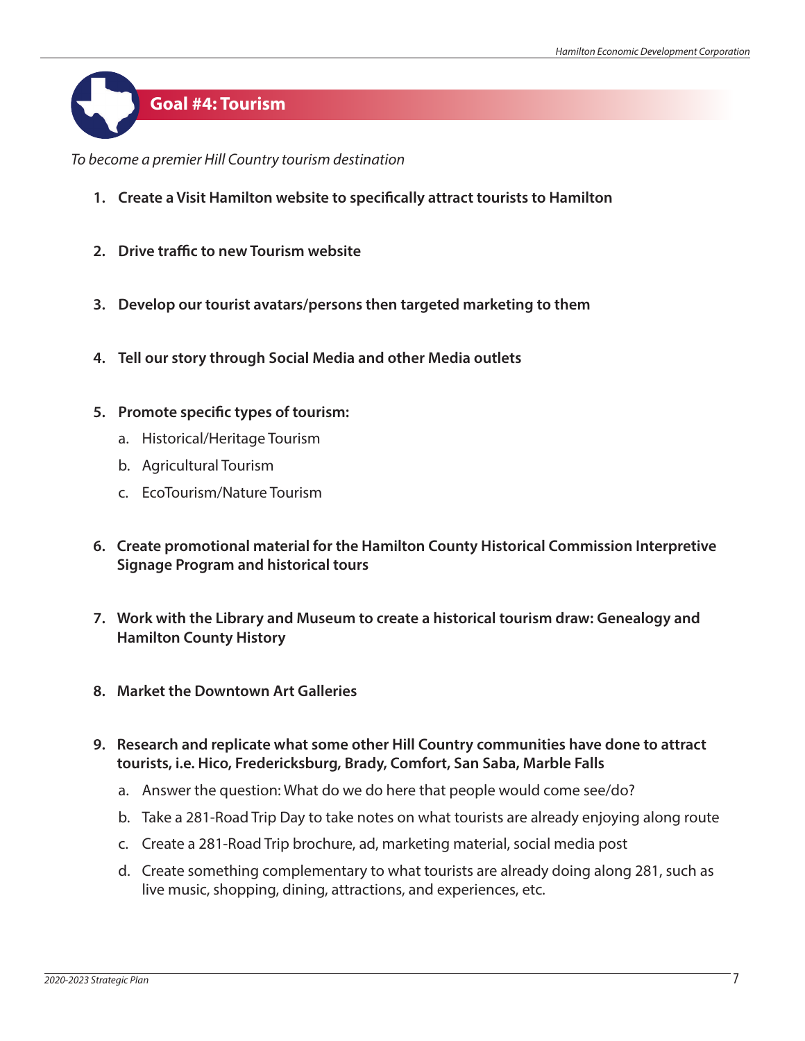## Goal #4: Tourism

*To become a premier Hill Country tourism destination*

1. **Create a Visit Hamilton website to specifically attract tourists to Hamilton**

2. **Drive traffic to new Tourism website**

3. **Develop our tourist avatars/persons then targeted marketing to them**

4. **Tell our story through Social Media and other Media outlets**

5. **Promote specific types of tourism:**
   a. Historical/Heritage Tourism
   b. Agricultural Tourism
   c. EcoTourism/Nature Tourism

6. **Create promotional material for the Hamilton County Historical Commission Interpretive Signage Program and historical tours**

7. **Work with the Library and Museum to create a historical tourism draw: Genealogy and Hamilton County History**

8. **Market the Downtown Art Galleries**

9. **Research and replicate what some other Hill Country communities have done to attract tourists, i.e. Hico, Fredericksburg, Brady, Comfort, San Saba, Marble Falls**
   a. Answer the question: What do we do here that people would come see/do?
   b. Take a 281-Road Trip Day to take notes on what tourists are already enjoying along route
   c. Create a 281-Road Trip brochure, ad, marketing material, social media post
   d. Create something complementary to what tourists are already doing along 281, such as live music, shopping, dining, attractions, and experiences, etc.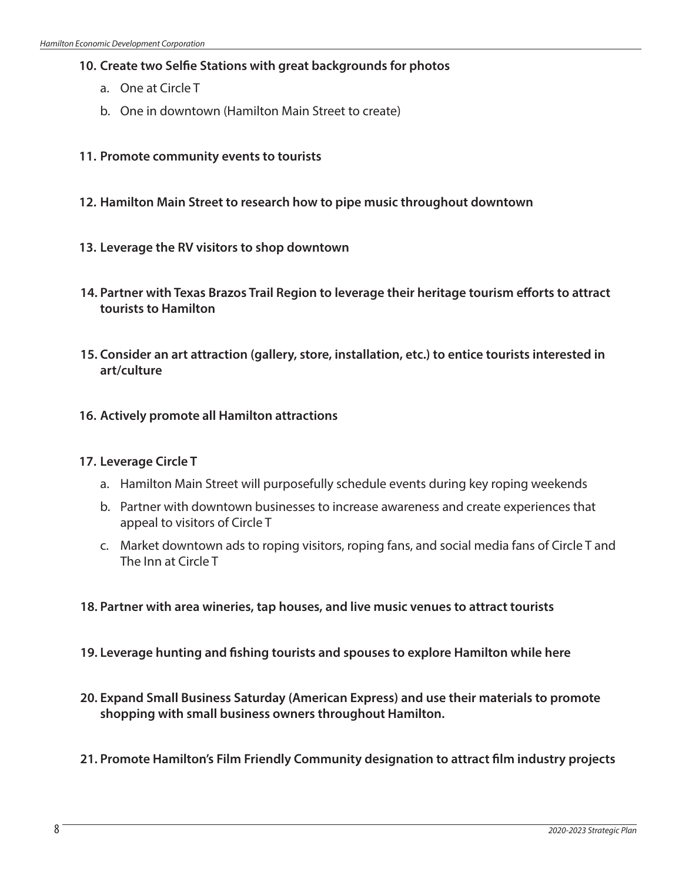**10. Create two Selfie Stations with great backgrounds for photos**

   a. One at Circle T

   b. One in downtown (Hamilton Main Street to create)

**11. Promote community events to tourists**

**12. Hamilton Main Street to research how to pipe music throughout downtown**

**13. Leverage the RV visitors to shop downtown**

**14. Partner with Texas Brazos Trail Region to leverage their heritage tourism efforts to attract tourists to Hamilton**

**15. Consider an art attraction (gallery, store, installation, etc.) to entice tourists interested in art/culture**

**16. Actively promote all Hamilton attractions**

**17. Leverage Circle T**

   a. Hamilton Main Street will purposefully schedule events during key roping weekends

   b. Partner with downtown businesses to increase awareness and create experiences that appeal to visitors of Circle T

   c. Market downtown ads to roping visitors, roping fans, and social media fans of Circle T and The Inn at Circle T

**18. Partner with area wineries, tap houses, and live music venues to attract tourists**

**19. Leverage hunting and fishing tourists and spouses to explore Hamilton while here**

**20. Expand Small Business Saturday (American Express) and use their materials to promote shopping with small business owners throughout Hamilton.**

**21. Promote Hamilton's Film Friendly Community designation to attract film industry projects**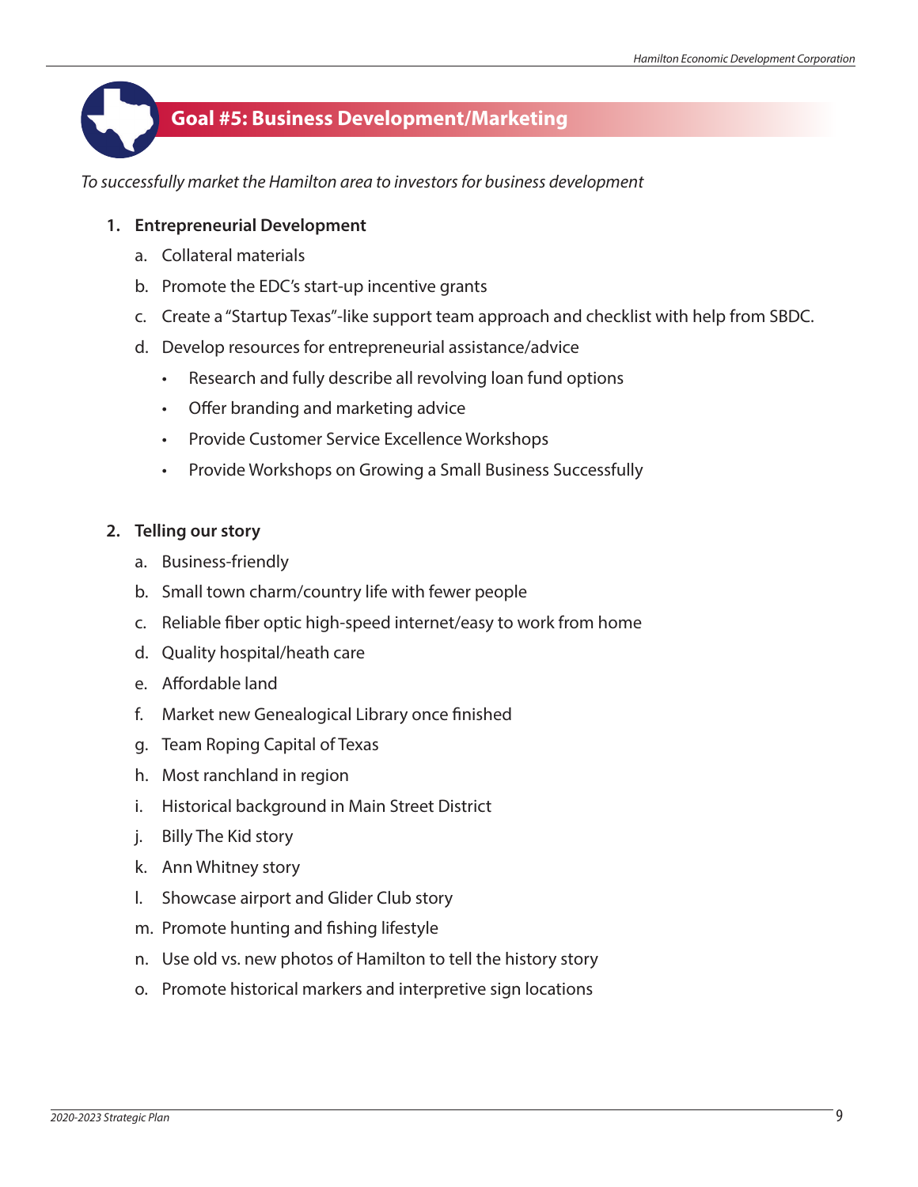## Goal #5: Business Development/Marketing

*To successfully market the Hamilton area to investors for business development*

1. **Entrepreneurial Development**
   a. Collateral materials
   b. Promote the EDC's start-up incentive grants
   c. Create a "Startup Texas"-like support team approach and checklist with help from SBDC.
   d. Develop resources for entrepreneurial assistance/advice
      - Research and fully describe all revolving loan fund options
      - Offer branding and marketing advice
      - Provide Customer Service Excellence Workshops
      - Provide Workshops on Growing a Small Business Successfully

2. **Telling our story**
   a. Business-friendly
   b. Small town charm/country life with fewer people
   c. Reliable fiber optic high-speed internet/easy to work from home
   d. Quality hospital/heath care
   e. Affordable land
   f. Market new Genealogical Library once finished
   g. Team Roping Capital of Texas
   h. Most ranchland in region
   i. Historical background in Main Street District
   j. Billy The Kid story
   k. Ann Whitney story
   l. Showcase airport and Glider Club story
   m. Promote hunting and fishing lifestyle
   n. Use old vs. new photos of Hamilton to tell the history story
   o. Promote historical markers and interpretive sign locations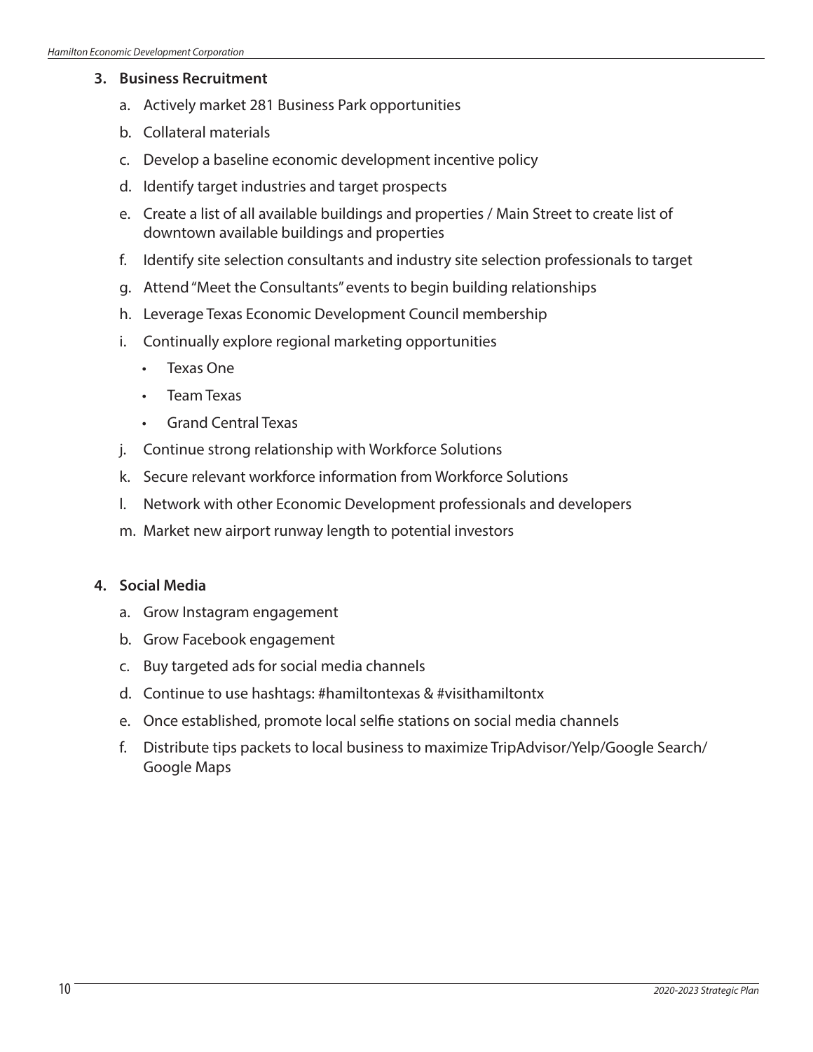3. **Business Recruitment**
    a. Actively market 281 Business Park opportunities
    b. Collateral materials
    c. Develop a baseline economic development incentive policy
    d. Identify target industries and target prospects
    e. Create a list of all available buildings and properties / Main Street to create list of downtown available buildings and properties
    f. Identify site selection consultants and industry site selection professionals to target
    g. Attend "Meet the Consultants" events to begin building relationships
    h. Leverage Texas Economic Development Council membership
    i. Continually explore regional marketing opportunities
        - Texas One
        - Team Texas
        - Grand Central Texas
    j. Continue strong relationship with Workforce Solutions
    k. Secure relevant workforce information from Workforce Solutions
    l. Network with other Economic Development professionals and developers
    m. Market new airport runway length to potential investors

4. **Social Media**
    a. Grow Instagram engagement
    b. Grow Facebook engagement
    c. Buy targeted ads for social media channels
    d. Continue to use hashtags: #hamiltontexas & #visithamiltontx
    e. Once established, promote local selfie stations on social media channels
    f. Distribute tips packets to local business to maximize TripAdvisor/Yelp/Google Search/ Google Maps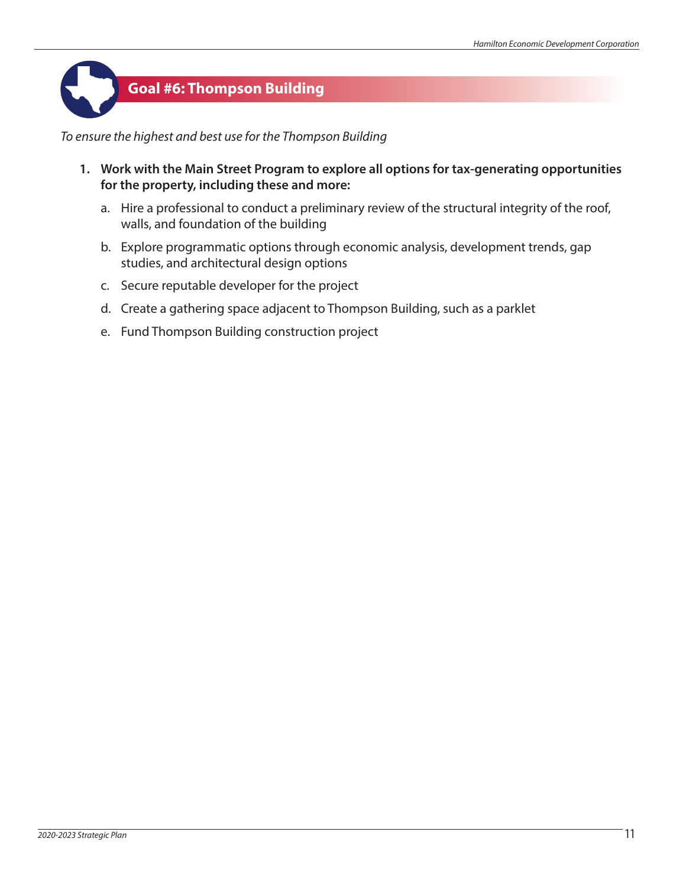## Goal #6: Thompson Building

*To ensure the highest and best use for the Thompson Building*

1. **Work with the Main Street Program to explore all options for tax-generating opportunities for the property, including these and more:**
   a. Hire a professional to conduct a preliminary review of the structural integrity of the roof, walls, and foundation of the building
   b. Explore programmatic options through economic analysis, development trends, gap studies, and architectural design options
   c. Secure reputable developer for the project
   d. Create a gathering space adjacent to Thompson Building, such as a parklet
   e. Fund Thompson Building construction project